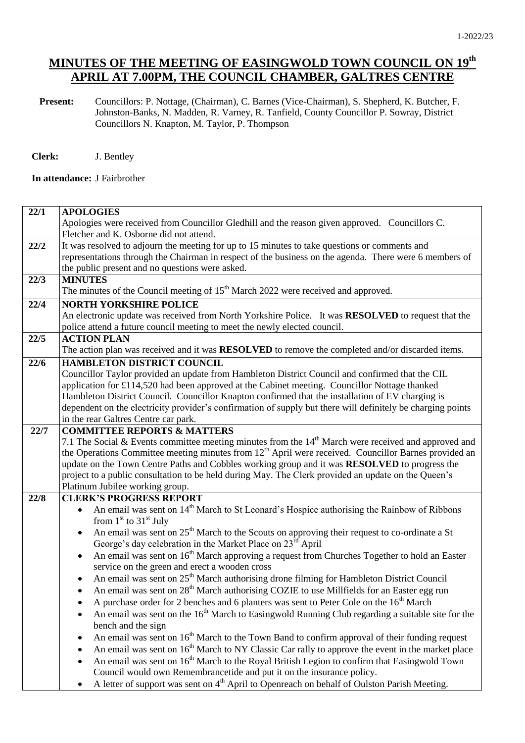# MINUTES OF THE MEETING OF EASINGWOLD TOWN COUNCIL ON 19th APRIL AT 7.00PM, THE COUNCIL CHAMBER, GALTRES CENTRE

**Present:** Councillors: P. Nottage, (Chairman), C. Barnes (Vice-Chairman), S. Shepherd, K. Butcher, F. Johnston-Banks, N. Madden, R. Varney, R. Tanfield, County Councillor P. Sowray, District Councillors N. Knapton, M. Taylor, P. Thompson

**Clerk:** J. Bentley

**In attendance:** J Fairbrother

| | |
|---|---|
| 22/1 | **APOLOGIES**<br>Apologies were received from Councillor Gledhill and the reason given approved. Councillors C. Fletcher and K. Osborne did not attend. |
| 22/2 | It was resolved to adjourn the meeting for up to 15 minutes to take questions or comments and representations through the Chairman in respect of the business on the agenda. There were 6 members of the public present and no questions were asked. |
| 22/3 | **MINUTES**<br>The minutes of the Council meeting of 15th March 2022 were received and approved. |
| 22/4 | **NORTH YORKSHIRE POLICE**<br>An electronic update was received from North Yorkshire Police. It was **RESOLVED** to request that the police attend a future council meeting to meet the newly elected council. |
| 22/5 | **ACTION PLAN**<br>The action plan was received and it was **RESOLVED** to remove the completed and/or discarded items. |
| 22/6 | **HAMBLETON DISTRICT COUNCIL**<br>Councillor Taylor provided an update from Hambleton District Council and confirmed that the CIL application for £114,520 had been approved at the Cabinet meeting. Councillor Nottage thanked Hambleton District Council. Councillor Knapton confirmed that the installation of EV charging is dependent on the electricity provider's confirmation of supply but there will definitely be charging points in the rear Galtres Centre car park. |
| 22/7 | **COMMITTEE REPORTS & MATTERS**<br>7.1 The Social & Events committee meeting minutes from the 14th March were received and approved and the Operations Committee meeting minutes from 12th April were received. Councillor Barnes provided an update on the Town Centre Paths and Cobbles working group and it was **RESOLVED** to progress the project to a public consultation to be held during May. The Clerk provided an update on the Queen's Platinum Jubilee working group. |
| 22/8 | **CLERK'S PROGRESS REPORT**<br>• An email was sent on 14th March to St Leonard's Hospice authorising the Rainbow of Ribbons from 1st to 31st July<br>• An email was sent on 25th March to the Scouts on approving their request to co-ordinate a St George's day celebration in the Market Place on 23rd April<br>• An email was sent on 16th March approving a request from Churches Together to hold an Easter service on the green and erect a wooden cross<br>• An email was sent on 25th March authorising drone filming for Hambleton District Council<br>• An email was sent on 28th March authorising COZIE to use Millfields for an Easter egg run<br>• A purchase order for 2 benches and 6 planters was sent to Peter Cole on the 16th March<br>• An email was sent on the 16th March to Easingwold Running Club regarding a suitable site for the bench and the sign<br>• An email was sent on 16th March to the Town Band to confirm approval of their funding request<br>• An email was sent on 16th March to NY Classic Car rally to approve the event in the market place<br>• An email was sent on 16th March to the Royal British Legion to confirm that Easingwold Town Council would own Remembrancetide and put it on the insurance policy.<br>• A letter of support was sent on 4th April to Openreach on behalf of Oulston Parish Meeting. |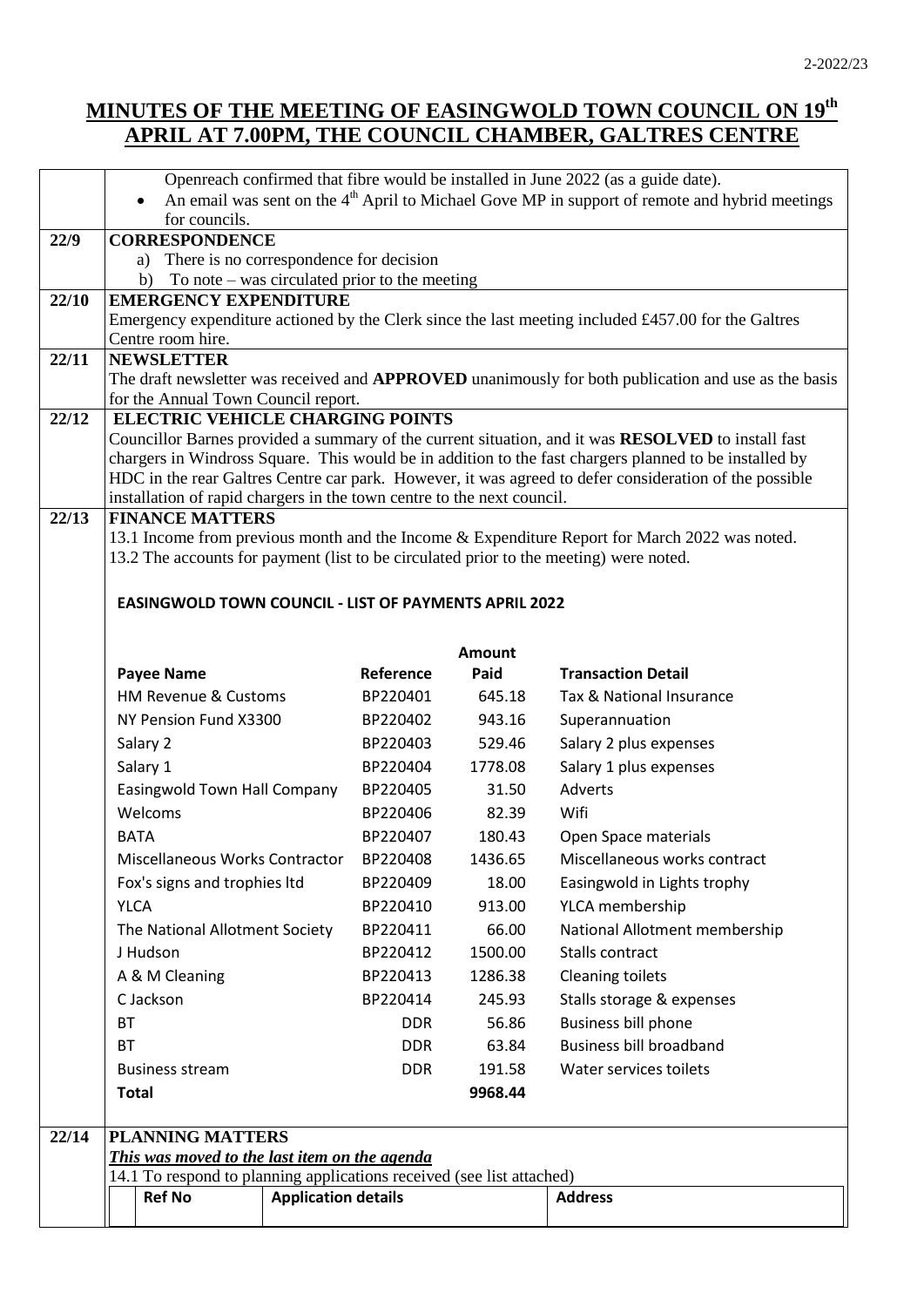# MINUTES OF THE MEETING OF EASINGWOLD TOWN COUNCIL ON 19th APRIL AT 7.00PM, THE COUNCIL CHAMBER, GALTRES CENTRE

Openreach confirmed that fibre would be installed in June 2022 (as a guide date).

- An email was sent on the 4th April to Michael Gove MP in support of remote and hybrid meetings for councils.

**22/9 CORRESPONDENCE**

a) There is no correspondence for decision
b) To note – was circulated prior to the meeting

**22/10 EMERGENCY EXPENDITURE**

Emergency expenditure actioned by the Clerk since the last meeting included £457.00 for the Galtres Centre room hire.

**22/11 NEWSLETTER**

The draft newsletter was received and **APPROVED** unanimously for both publication and use as the basis for the Annual Town Council report.

**22/12 ELECTRIC VEHICLE CHARGING POINTS**

Councillor Barnes provided a summary of the current situation, and it was **RESOLVED** to install fast chargers in Windross Square. This would be in addition to the fast chargers planned to be installed by HDC in the rear Galtres Centre car park. However, it was agreed to defer consideration of the possible installation of rapid chargers in the town centre to the next council.

**22/13 FINANCE MATTERS**

13.1 Income from previous month and the Income & Expenditure Report for March 2022 was noted.
13.2 The accounts for payment (list to be circulated prior to the meeting) were noted.

**EASINGWOLD TOWN COUNCIL - LIST OF PAYMENTS APRIL 2022**

| Payee Name | Reference | Amount Paid | Transaction Detail |
|---|---|---|---|
| HM Revenue & Customs | BP220401 | 645.18 | Tax & National Insurance |
| NY Pension Fund X3300 | BP220402 | 943.16 | Superannuation |
| Salary 2 | BP220403 | 529.46 | Salary 2 plus expenses |
| Salary 1 | BP220404 | 1778.08 | Salary 1 plus expenses |
| Easingwold Town Hall Company | BP220405 | 31.50 | Adverts |
| Welcoms | BP220406 | 82.39 | Wifi |
| BATA | BP220407 | 180.43 | Open Space materials |
| Miscellaneous Works Contractor | BP220408 | 1436.65 | Miscellaneous works contract |
| Fox's signs and trophies ltd | BP220409 | 18.00 | Easingwold in Lights trophy |
| YLCA | BP220410 | 913.00 | YLCA membership |
| The National Allotment Society | BP220411 | 66.00 | National Allotment membership |
| J Hudson | BP220412 | 1500.00 | Stalls contract |
| A & M Cleaning | BP220413 | 1286.38 | Cleaning toilets |
| C Jackson | BP220414 | 245.93 | Stalls storage & expenses |
| BT | DDR | 56.86 | Business bill phone |
| BT | DDR | 63.84 | Business bill broadband |
| Business stream | DDR | 191.58 | Water services toilets |
| **Total** | | **9968.44** | |

**22/14 PLANNING MATTERS**

***This was moved to the last item on the agenda***

14.1 To respond to planning applications received (see list attached)

| Ref No | Application details | Address |
|---|---|---|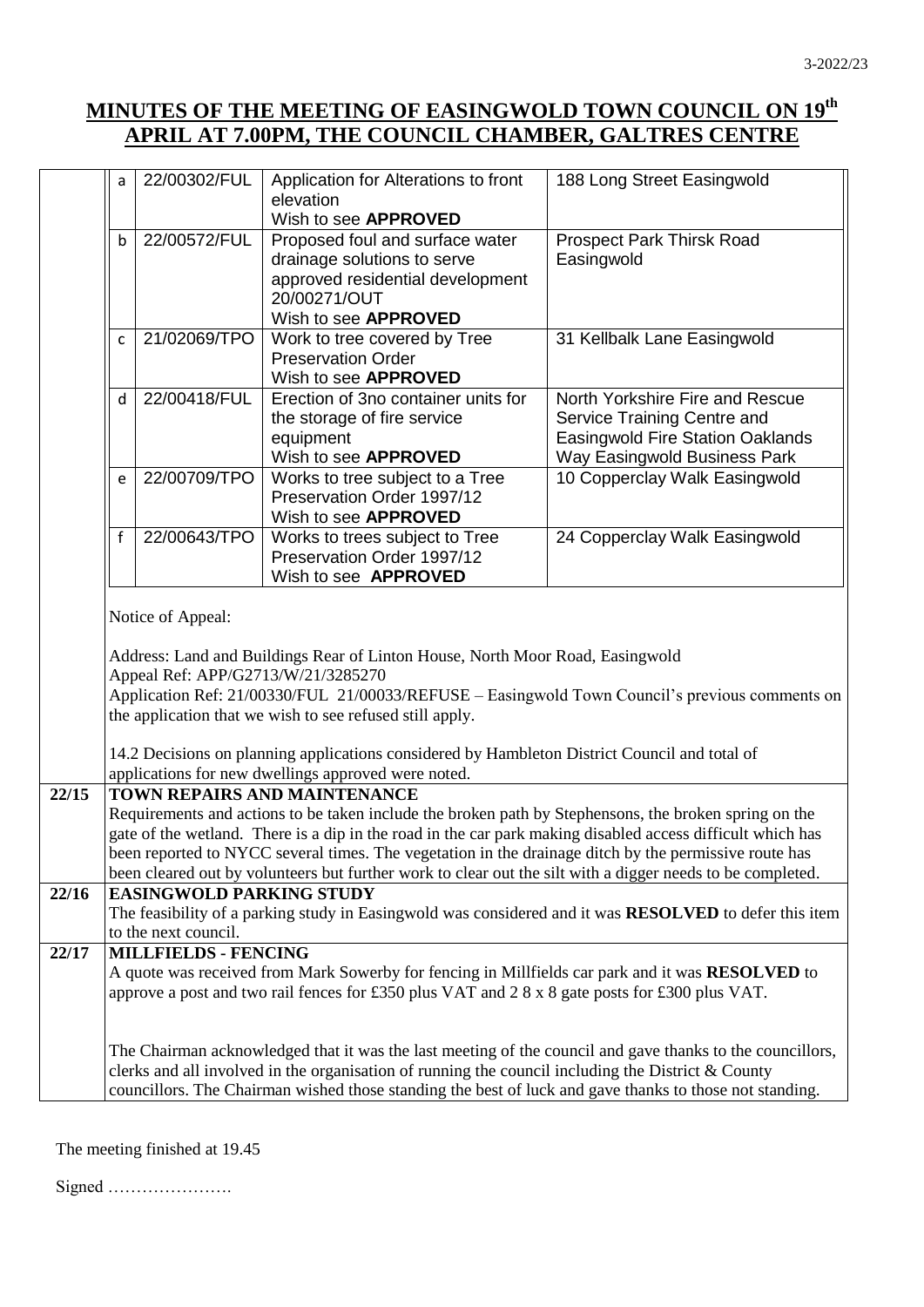# MINUTES OF THE MEETING OF EASINGWOLD TOWN COUNCIL ON 19th APRIL AT 7.00PM, THE COUNCIL CHAMBER, GALTRES CENTRE

| | Ref | Application | Address |
|---|---|---|---|
| a | 22/00302/FUL | Application for Alterations to front elevation<br>Wish to see **APPROVED** | 188 Long Street Easingwold |
| b | 22/00572/FUL | Proposed foul and surface water drainage solutions to serve approved residential development 20/00271/OUT<br>Wish to see **APPROVED** | Prospect Park Thirsk Road Easingwold |
| c | 21/02069/TPO | Work to tree covered by Tree Preservation Order<br>Wish to see **APPROVED** | 31 Kellbalk Lane Easingwold |
| d | 22/00418/FUL | Erection of 3no container units for the storage of fire service equipment<br>Wish to see **APPROVED** | North Yorkshire Fire and Rescue Service Training Centre and Easingwold Fire Station Oaklands Way Easingwold Business Park |
| e | 22/00709/TPO | Works to tree subject to a Tree Preservation Order 1997/12<br>Wish to see **APPROVED** | 10 Copperclay Walk Easingwold |
| f | 22/00643/TPO | Works to trees subject to Tree Preservation Order 1997/12<br>Wish to see **APPROVED** | 24 Copperclay Walk Easingwold |

Notice of Appeal:

Address: Land and Buildings Rear of Linton House, North Moor Road, Easingwold
Appeal Ref: APP/G2713/W/21/3285270
Application Ref: 21/00330/FUL 21/00033/REFUSE – Easingwold Town Council's previous comments on the application that we wish to see refused still apply.

14.2 Decisions on planning applications considered by Hambleton District Council and total of applications for new dwellings approved were noted.

**22/15 TOWN REPAIRS AND MAINTENANCE**

Requirements and actions to be taken include the broken path by Stephensons, the broken spring on the gate of the wetland. There is a dip in the road in the car park making disabled access difficult which has been reported to NYCC several times. The vegetation in the drainage ditch by the permissive route has been cleared out by volunteers but further work to clear out the silt with a digger needs to be completed.

**22/16 EASINGWOLD PARKING STUDY**

The feasibility of a parking study in Easingwold was considered and it was **RESOLVED** to defer this item to the next council.

**22/17 MILLFIELDS - FENCING**

A quote was received from Mark Sowerby for fencing in Millfields car park and it was **RESOLVED** to approve a post and two rail fences for £350 plus VAT and 2 8 x 8 gate posts for £300 plus VAT.

The Chairman acknowledged that it was the last meeting of the council and gave thanks to the councillors, clerks and all involved in the organisation of running the council including the District & County councillors. The Chairman wished those standing the best of luck and gave thanks to those not standing.

The meeting finished at 19.45

Signed ………………….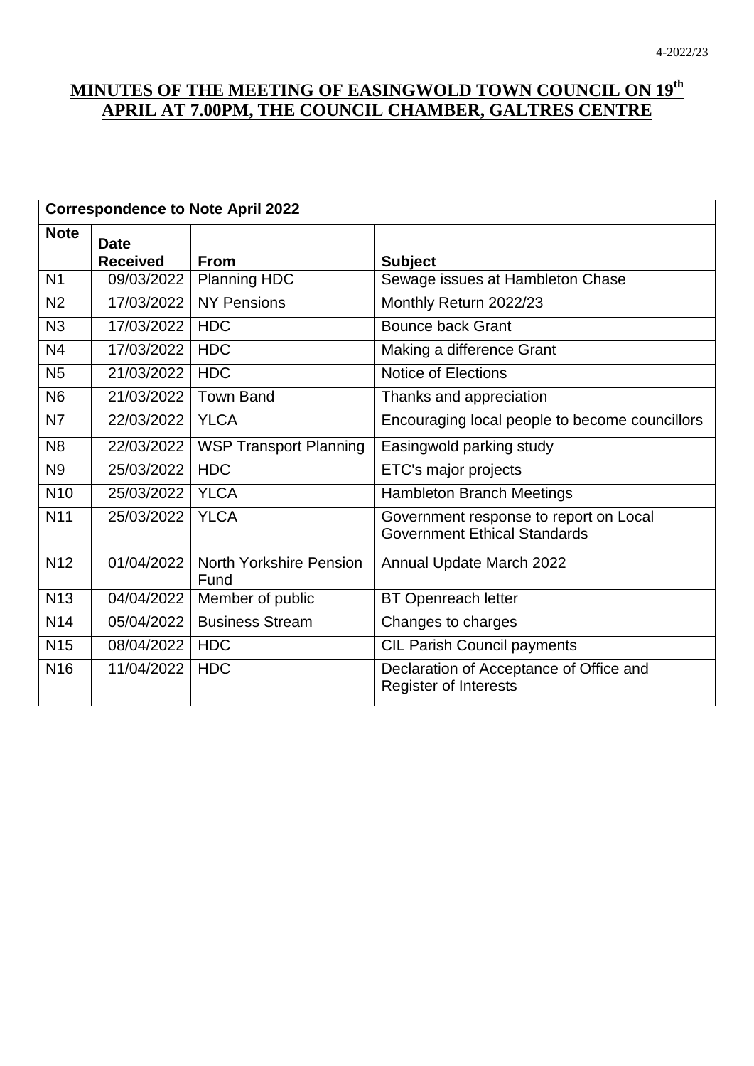# MINUTES OF THE MEETING OF EASINGWOLD TOWN COUNCIL ON 19th APRIL AT 7.00PM, THE COUNCIL CHAMBER, GALTRES CENTRE

| Correspondence to Note April 2022 | | | |
|---|---|---|---|
| **Note** | **Date Received** | **From** | **Subject** |
| N1 | 09/03/2022 | Planning HDC | Sewage issues at Hambleton Chase |
| N2 | 17/03/2022 | NY Pensions | Monthly Return 2022/23 |
| N3 | 17/03/2022 | HDC | Bounce back Grant |
| N4 | 17/03/2022 | HDC | Making a difference Grant |
| N5 | 21/03/2022 | HDC | Notice of Elections |
| N6 | 21/03/2022 | Town Band | Thanks and appreciation |
| N7 | 22/03/2022 | YLCA | Encouraging local people to become councillors |
| N8 | 22/03/2022 | WSP Transport Planning | Easingwold parking study |
| N9 | 25/03/2022 | HDC | ETC's major projects |
| N10 | 25/03/2022 | YLCA | Hambleton Branch Meetings |
| N11 | 25/03/2022 | YLCA | Government response to report on Local Government Ethical Standards |
| N12 | 01/04/2022 | North Yorkshire Pension Fund | Annual Update March 2022 |
| N13 | 04/04/2022 | Member of public | BT Openreach letter |
| N14 | 05/04/2022 | Business Stream | Changes to charges |
| N15 | 08/04/2022 | HDC | CIL Parish Council payments |
| N16 | 11/04/2022 | HDC | Declaration of Acceptance of Office and Register of Interests |